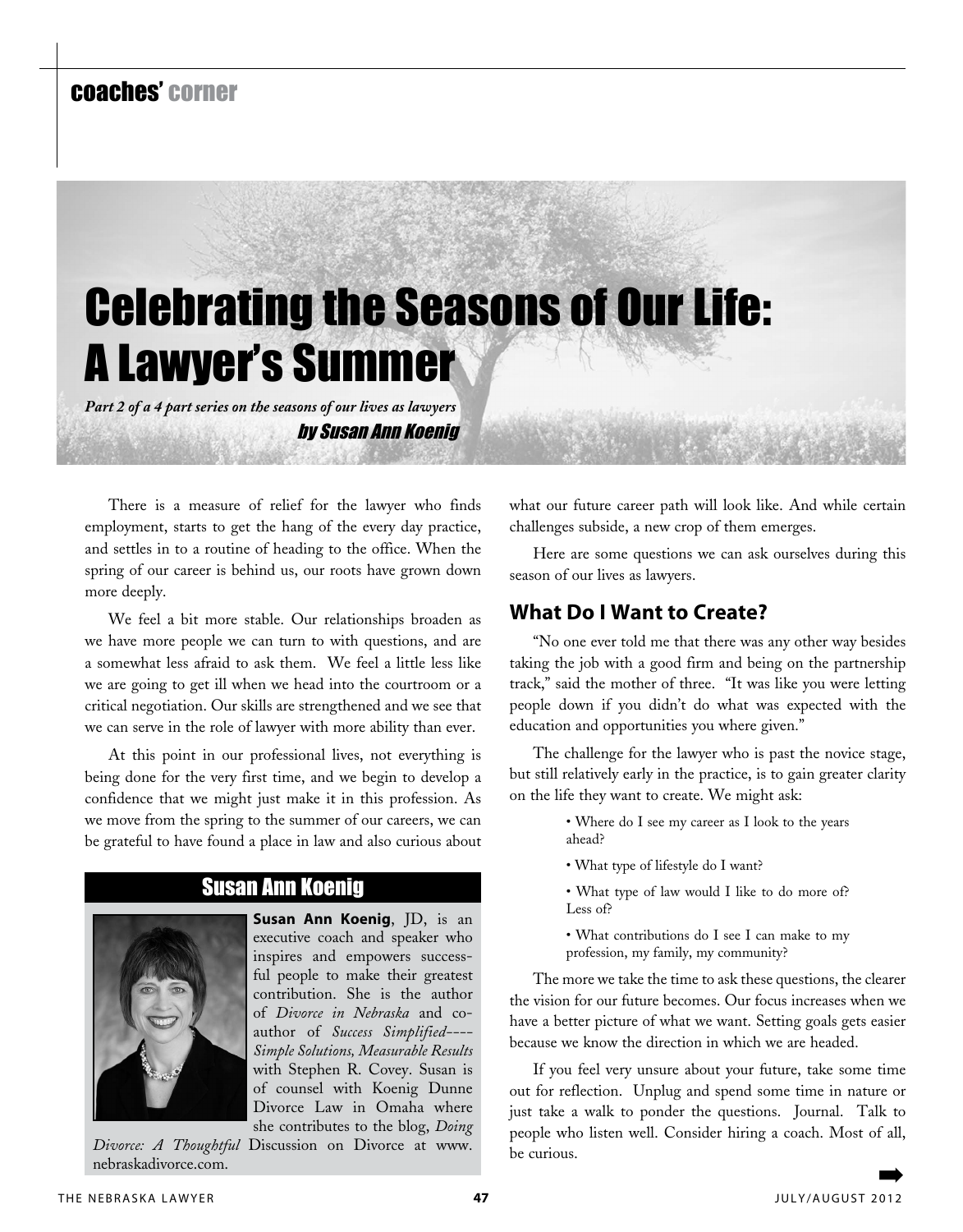coaches' corner

# Celebrating the Seasons of Our Life: A Lawyer's Summer

*Part 2 of a 4 part series on the seasons of our lives as lawyers*

*by Susan Ann Koenig*

There is a measure of relief for the lawyer who finds employment, starts to get the hang of the every day practice, and settles in to a routine of heading to the office. When the spring of our career is behind us, our roots have grown down more deeply.

We feel a bit more stable. Our relationships broaden as we have more people we can turn to with questions, and are a somewhat less afraid to ask them. We feel a little less like we are going to get ill when we head into the courtroom or a critical negotiation. Our skills are strengthened and we see that we can serve in the role of lawyer with more ability than ever.

At this point in our professional lives, not everything is being done for the very first time, and we begin to develop a confidence that we might just make it in this profession. As we move from the spring to the summer of our careers, we can be grateful to have found a place in law and also curious about what our future career path will look like. And while certain challenges subside, a new crop of them emerges.

Here are some questions we can ask ourselves during this season of our lives as lawyers.

## What Do I Want to Create?

"No one ever told me that there was any other way besides taking the job with a good firm and being on the partnership track," said the mother of three. "It was like you were letting people down if you didn't do what was expected with the education and opportunities you where given."

The challenge for the lawyer who is past the novice stage, but still relatively early in the practice, is to gain greater clarity on the life they want to create. We might ask:

- Where do I see my career as I look to the years ahead?
- What type of lifestyle do I want?
- What type of law would I like to do more of? Less of?
- What contributions do I see I can make to my profession, my family, my community?

The more we take the time to ask these questions, the clearer the vision for our future becomes. Our focus increases when we have a better picture of what we want. Setting goals gets easier because we know the direction in which we are headed.

If you feel very unsure about your future, take some time out for reflection. Unplug and spend some time in nature or just take a walk to ponder the questions. Journal. Talk to people who listen well. Consider hiring a coach. Most of all, be curious.

### Susan Ann Koenig

**Susan Ann Koenig**, JD, is an executive coach and speaker who inspires and empowers successful people to make their greatest contribution. She is the author of *Divorce in Nebraska* and co-author of *Success Simplified----Simple Solutions, Measurable Results* with Stephen R. Covey. Susan is of counsel with Koenig Dunne Divorce Law in Omaha where she contributes to the blog, *Doing Divorce: A Thoughtful* Discussion on Divorce at www.nebraskadivorce.com.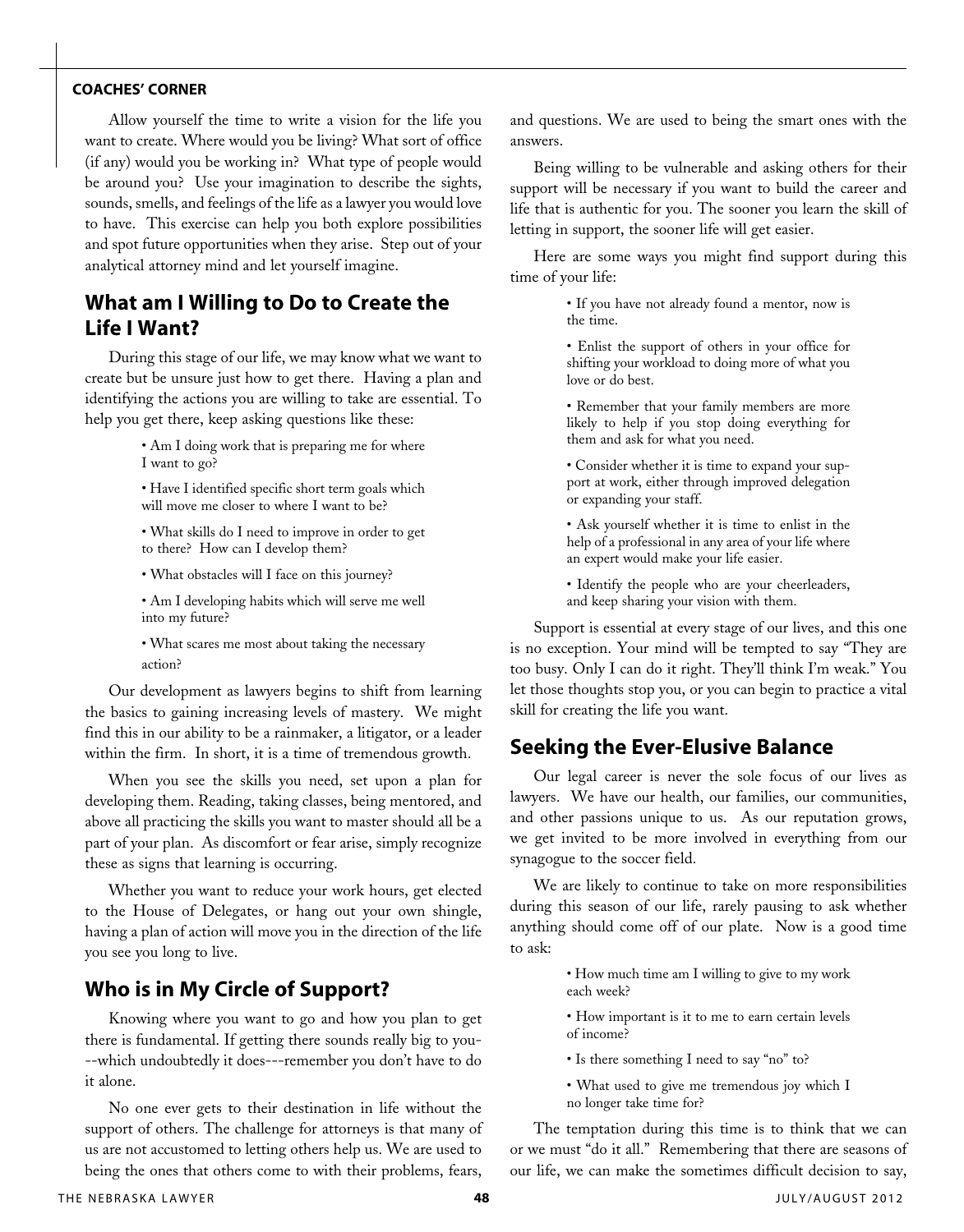Allow yourself the time to write a vision for the life you want to create. Where would you be living? What sort of office (if any) would you be working in? What type of people would be around you? Use your imagination to describe the sights, sounds, smells, and feelings of the life as a lawyer you would love to have. This exercise can help you both explore possibilities and spot future opportunities when they arise. Step out of your analytical attorney mind and let yourself imagine.

## What am I Willing to Do to Create the Life I Want?

During this stage of our life, we may know what we want to create but be unsure just how to get there. Having a plan and identifying the actions you are willing to take are essential. To help you get there, keep asking questions like these:

- Am I doing work that is preparing me for where I want to go?
- Have I identified specific short term goals which will move me closer to where I want to be?
- What skills do I need to improve in order to get to there? How can I develop them?
- What obstacles will I face on this journey?
- Am I developing habits which will serve me well into my future?
- What scares me most about taking the necessary action?

Our development as lawyers begins to shift from learning the basics to gaining increasing levels of mastery. We might find this in our ability to be a rainmaker, a litigator, or a leader within the firm. In short, it is a time of tremendous growth.

When you see the skills you need, set upon a plan for developing them. Reading, taking classes, being mentored, and above all practicing the skills you want to master should all be a part of your plan. As discomfort or fear arise, simply recognize these as signs that learning is occurring.

Whether you want to reduce your work hours, get elected to the House of Delegates, or hang out your own shingle, having a plan of action will move you in the direction of the life you see you long to live.

## Who is in My Circle of Support?

Knowing where you want to go and how you plan to get there is fundamental. If getting there sounds really big to you---which undoubtedly it does---remember you don't have to do it alone.

No one ever gets to their destination in life without the support of others. The challenge for attorneys is that many of us are not accustomed to letting others help us. We are used to being the ones that others come to with their problems, fears, and questions. We are used to being the smart ones with the answers.

Being willing to be vulnerable and asking others for their support will be necessary if you want to build the career and life that is authentic for you. The sooner you learn the skill of letting in support, the sooner life will get easier.

Here are some ways you might find support during this time of your life:

- If you have not already found a mentor, now is the time.
- Enlist the support of others in your office for shifting your workload to doing more of what you love or do best.
- Remember that your family members are more likely to help if you stop doing everything for them and ask for what you need.
- Consider whether it is time to expand your support at work, either through improved delegation or expanding your staff.
- Ask yourself whether it is time to enlist in the help of a professional in any area of your life where an expert would make your life easier.
- Identify the people who are your cheerleaders, and keep sharing your vision with them.

Support is essential at every stage of our lives, and this one is no exception. Your mind will be tempted to say "They are too busy. Only I can do it right. They'll think I'm weak." You let those thoughts stop you, or you can begin to practice a vital skill for creating the life you want.

## Seeking the Ever-Elusive Balance

Our legal career is never the sole focus of our lives as lawyers. We have our health, our families, our communities, and other passions unique to us. As our reputation grows, we get invited to be more involved in everything from our synagogue to the soccer field.

We are likely to continue to take on more responsibilities during this season of our life, rarely pausing to ask whether anything should come off of our plate. Now is a good time to ask:

- How much time am I willing to give to my work each week?
- How important is it to me to earn certain levels of income?
- Is there something I need to say "no" to?
- What used to give me tremendous joy which I no longer take time for?

The temptation during this time is to think that we can or we must "do it all." Remembering that there are seasons of our life, we can make the sometimes difficult decision to say,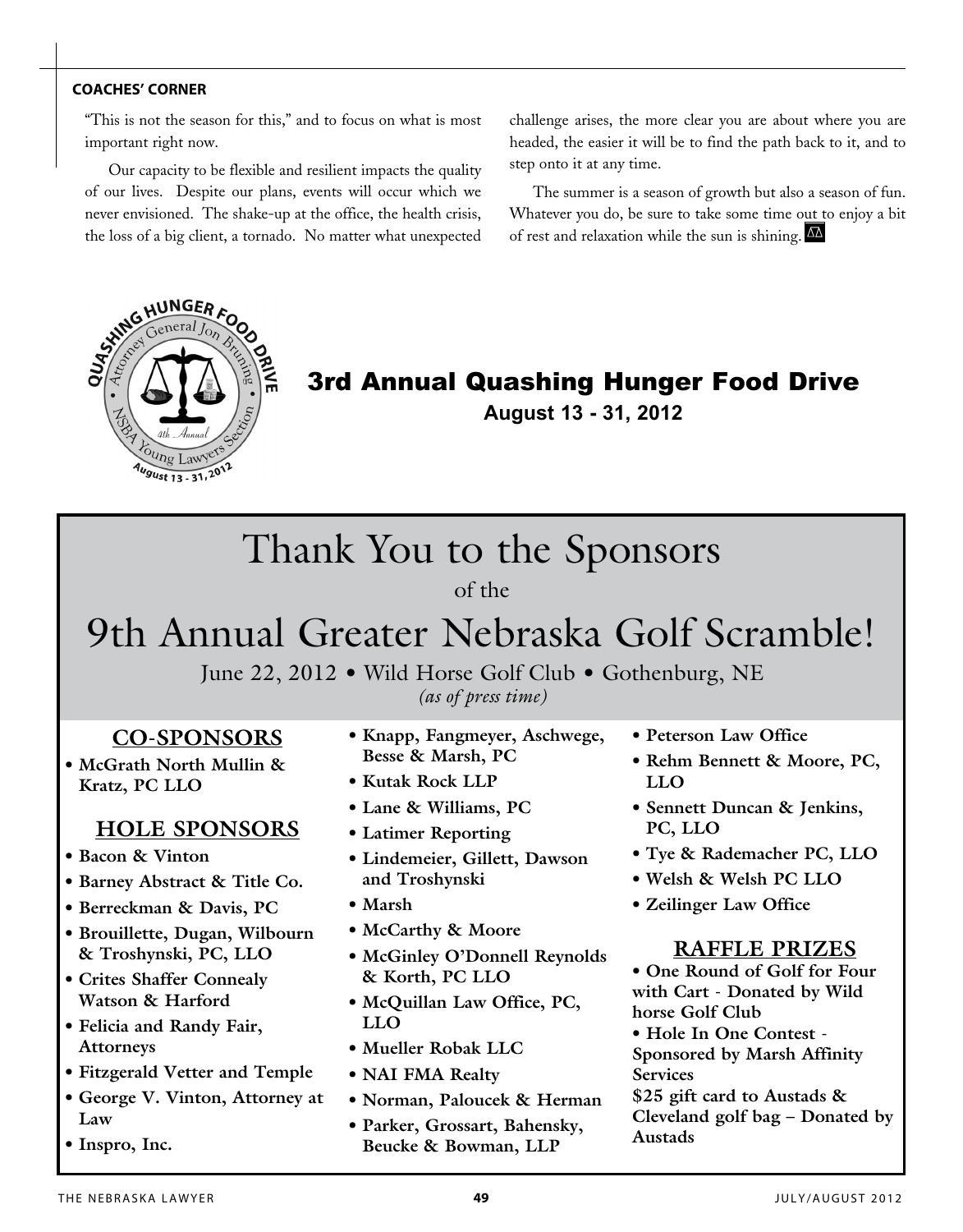**COACHES' CORNER**

"This is not the season for this," and to focus on what is most important right now.

Our capacity to be flexible and resilient impacts the quality of our lives. Despite our plans, events will occur which we never envisioned. The shake-up at the office, the health crisis, the loss of a big client, a tornado. No matter what unexpected challenge arises, the more clear you are about where you are headed, the easier it will be to find the path back to it, and to step onto it at any time.

The summer is a season of growth but also a season of fun. Whatever you do, be sure to take some time out to enjoy a bit of rest and relaxation while the sun is shining.

QUASHING HUNGER FOOD DRIVE
Attorney General Jon Bruning
4th Annual
NSBA Young Lawyers Section
August 13 - 31, 2012

## 3rd Annual Quashing Hunger Food Drive

**August 13 - 31, 2012**

# Thank You to the Sponsors

of the

# 9th Annual Greater Nebraska Golf Scramble!

June 22, 2012 • Wild Horse Golf Club • Gothenburg, NE

*(as of press time)*

### CO-SPONSORS

- **McGrath North Mullin & Kratz, PC LLO**

### HOLE SPONSORS

- **Bacon & Vinton**
- **Barney Abstract & Title Co.**
- **Berreckman & Davis, PC**
- **Brouillette, Dugan, Wilbourn & Troshynski, PC, LLO**
- **Crites Shaffer Connealy Watson & Harford**
- **Felicia and Randy Fair, Attorneys**
- **Fitzgerald Vetter and Temple**
- **George V. Vinton, Attorney at Law**
- **Inspro, Inc.**
- **Knapp, Fangmeyer, Aschwege, Besse & Marsh, PC**
- **Kutak Rock LLP**
- **Lane & Williams, PC**
- **Latimer Reporting**
- **Lindemeier, Gillett, Dawson and Troshynski**
- **Marsh**
- **McCarthy & Moore**
- **McGinley O'Donnell Reynolds & Korth, PC LLO**
- **McQuillan Law Office, PC, LLO**
- **Mueller Robak LLC**
- **NAI FMA Realty**
- **Norman, Paloucek & Herman**
- **Parker, Grossart, Bahensky, Beucke & Bowman, LLP**
- **Peterson Law Office**
- **Rehm Bennett & Moore, PC, LLO**
- **Sennett Duncan & Jenkins, PC, LLO**
- **Tye & Rademacher PC, LLO**
- **Welsh & Welsh PC LLO**
- **Zeilinger Law Office**

### RAFFLE PRIZES

- **One Round of Golf for Four with Cart - Donated by Wild horse Golf Club**
- **Hole In One Contest - Sponsored by Marsh Affinity Services**

**$25 gift card to Austads & Cleveland golf bag – Donated by Austads**